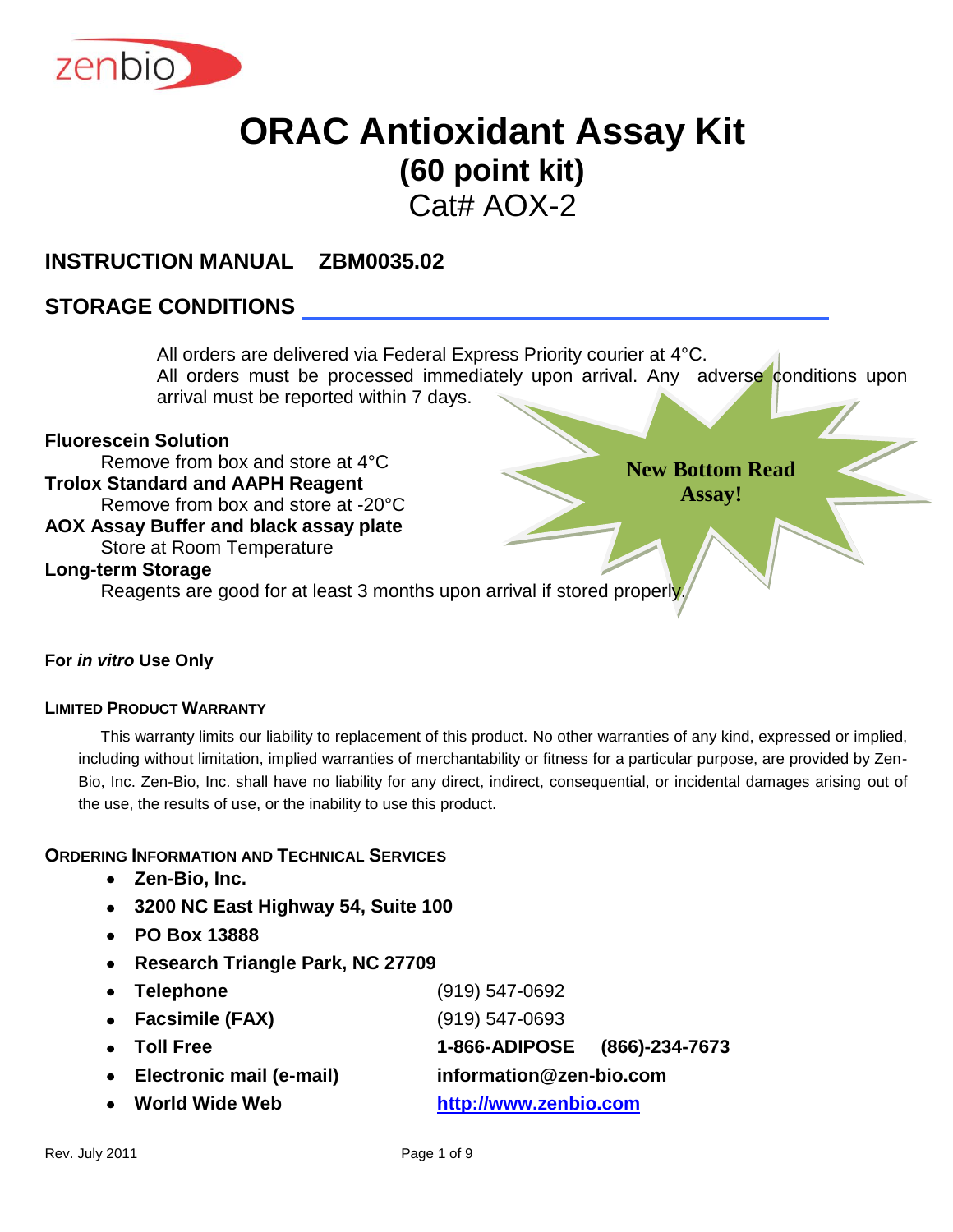zenbio

# ORAC Antioxidant Assay Kit

## (60 point kit)

Cat# AOX-2

## INSTRUCTION MANUAL ZBM0035.02

## STORAGE CONDITIONS

All orders are delivered via Federal Express Priority courier at 4°C.
All orders must be processed immediately upon arrival. Any adverse conditions upon arrival must be reported within 7 days.

**New Bottom Read Assay!**

**Fluorescein Solution**
Remove from box and store at 4°C

**Trolox Standard and AAPH Reagent**
Remove from box and store at -20°C

**AOX Assay Buffer and black assay plate**
Store at Room Temperature

**Long-term Storage**
Reagents are good for at least 3 months upon arrival if stored properly.

**For *in vitro* Use Only**

**LIMITED PRODUCT WARRANTY**

This warranty limits our liability to replacement of this product. No other warranties of any kind, expressed or implied, including without limitation, implied warranties of merchantability or fitness for a particular purpose, are provided by Zen-Bio, Inc. Zen-Bio, Inc. shall have no liability for any direct, indirect, consequential, or incidental damages arising out of the use, the results of use, or the inability to use this product.

**ORDERING INFORMATION AND TECHNICAL SERVICES**

- **Zen-Bio, Inc.**
- **3200 NC East Highway 54, Suite 100**
- **PO Box 13888**
- **Research Triangle Park, NC 27709**
- **Telephone** (919) 547-0692
- **Facsimile (FAX)** (919) 547-0693
- **Toll Free** **1-866-ADIPOSE (866)-234-7673**
- **Electronic mail (e-mail)** **information@zen-bio.com**
- **World Wide Web** **http://www.zenbio.com**

Rev. July 2011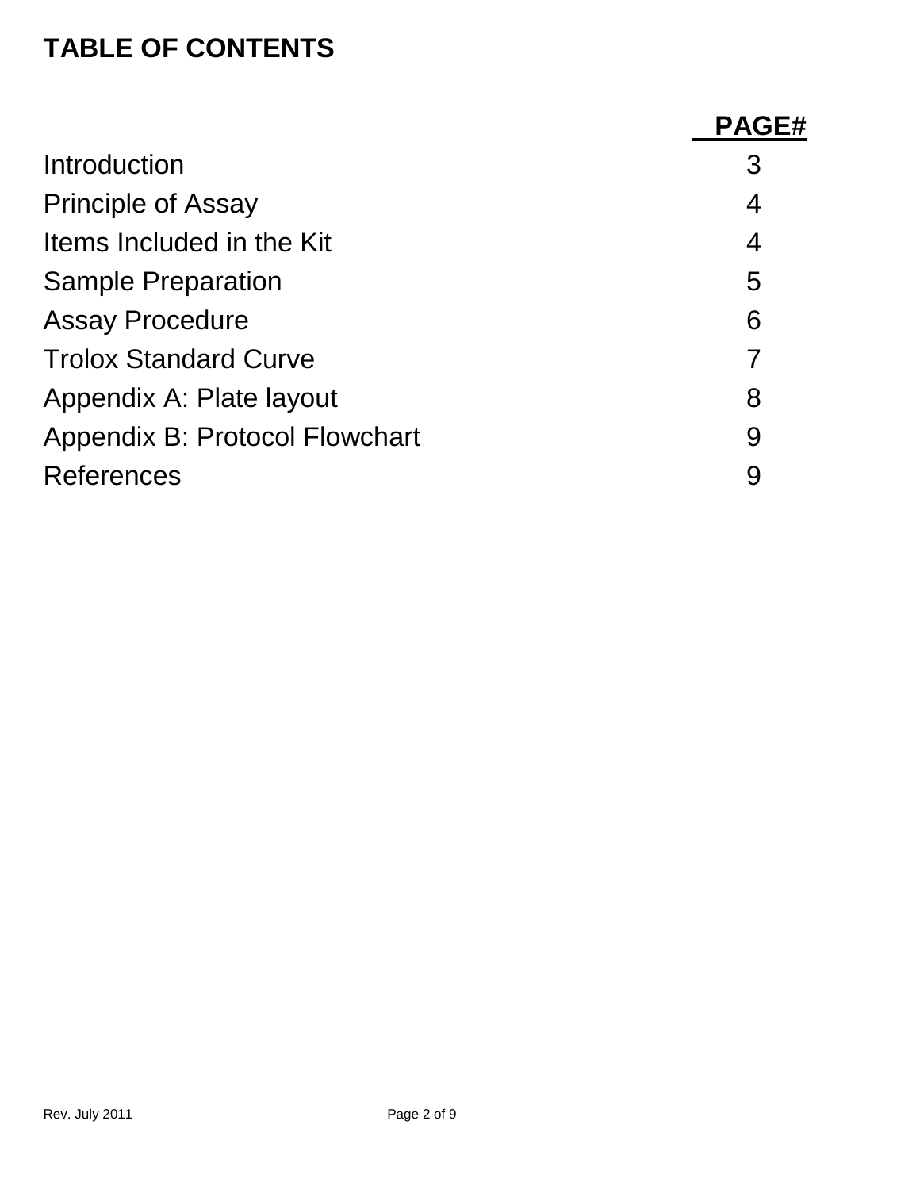# TABLE OF CONTENTS

| | PAGE# |
|---|---|
| Introduction | 3 |
| Principle of Assay | 4 |
| Items Included in the Kit | 4 |
| Sample Preparation | 5 |
| Assay Procedure | 6 |
| Trolox Standard Curve | 7 |
| Appendix A: Plate layout | 8 |
| Appendix B: Protocol Flowchart | 9 |
| References | 9 |

Rev. July 2011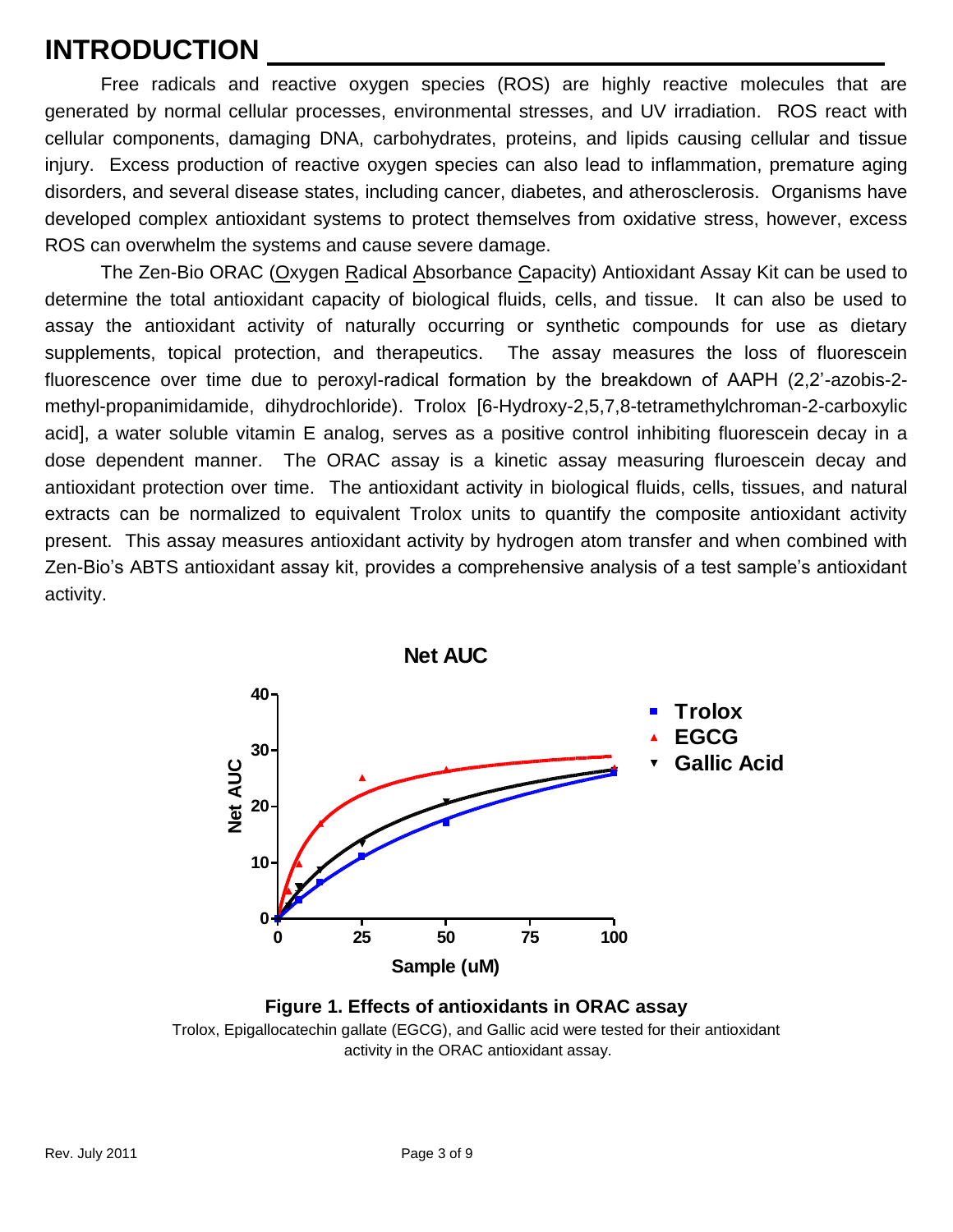# INTRODUCTION

Free radicals and reactive oxygen species (ROS) are highly reactive molecules that are generated by normal cellular processes, environmental stresses, and UV irradiation. ROS react with cellular components, damaging DNA, carbohydrates, proteins, and lipids causing cellular and tissue injury. Excess production of reactive oxygen species can also lead to inflammation, premature aging disorders, and several disease states, including cancer, diabetes, and atherosclerosis. Organisms have developed complex antioxidant systems to protect themselves from oxidative stress, however, excess ROS can overwhelm the systems and cause severe damage.

The Zen-Bio ORAC (Oxygen Radical Absorbance Capacity) Antioxidant Assay Kit can be used to determine the total antioxidant capacity of biological fluids, cells, and tissue. It can also be used to assay the antioxidant activity of naturally occurring or synthetic compounds for use as dietary supplements, topical protection, and therapeutics. The assay measures the loss of fluorescein fluorescence over time due to peroxyl-radical formation by the breakdown of AAPH (2,2'-azobis-2-methyl-propanimidamide, dihydrochloride). Trolox [6-Hydroxy-2,5,7,8-tetramethylchroman-2-carboxylic acid], a water soluble vitamin E analog, serves as a positive control inhibiting fluorescein decay in a dose dependent manner. The ORAC assay is a kinetic assay measuring fluroescein decay and antioxidant protection over time. The antioxidant activity in biological fluids, cells, tissues, and natural extracts can be normalized to equivalent Trolox units to quantify the composite antioxidant activity present. This assay measures antioxidant activity by hydrogen atom transfer and when combined with Zen-Bio's ABTS antioxidant assay kit, provides a comprehensive analysis of a test sample's antioxidant activity.

**Figure 1. Effects of antioxidants in ORAC assay**

Trolox, Epigallocatechin gallate (EGCG), and Gallic acid were tested for their antioxidant activity in the ORAC antioxidant assay.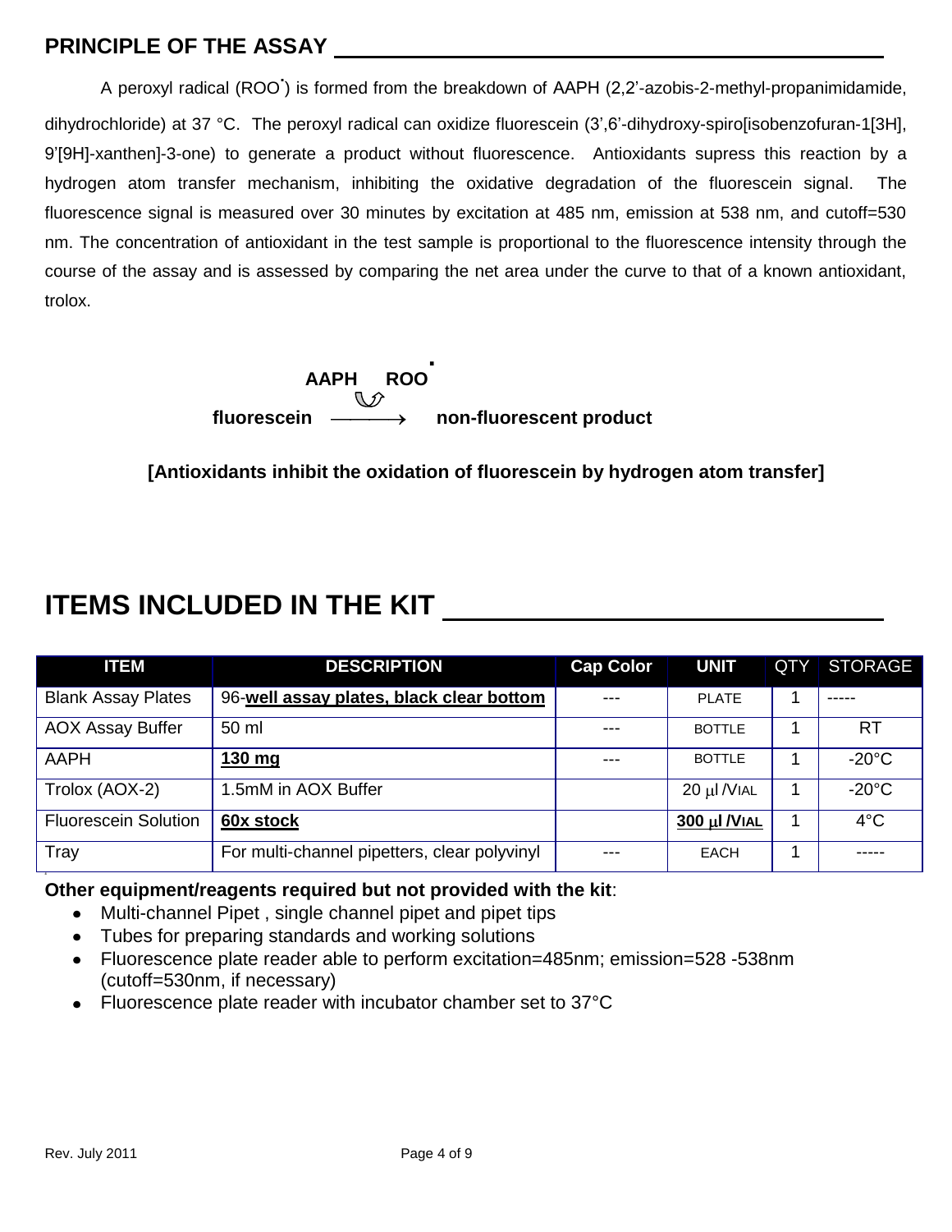## PRINCIPLE OF THE ASSAY

A peroxyl radical ($ROO^{\bullet}$) is formed from the breakdown of AAPH (2,2'-azobis-2-methyl-propanimidamide, dihydrochloride) at 37 °C. The peroxyl radical can oxidize fluorescein (3',6'-dihydroxy-spiro[isobenzofuran-1[3H], 9'[9H]-xanthen]-3-one) to generate a product without fluorescence. Antioxidants supress this reaction by a hydrogen atom transfer mechanism, inhibiting the oxidative degradation of the fluorescein signal. The fluorescence signal is measured over 30 minutes by excitation at 485 nm, emission at 538 nm, and cutoff=530 nm. The concentration of antioxidant in the test sample is proportional to the fluorescence intensity through the course of the assay and is assessed by comparing the net area under the curve to that of a known antioxidant, trolox.

$$\text{fluorescein} \xrightarrow{\text{AAPH} \;\; ROO^{\bullet}} \text{non-fluorescent product}$$

**[Antioxidants inhibit the oxidation of fluorescein by hydrogen atom transfer]**

## ITEMS INCLUDED IN THE KIT

| ITEM | DESCRIPTION | Cap Color | UNIT | QTY | STORAGE |
|---|---|---|---|---|---|
| Blank Assay Plates | 96-**well assay plates, black clear bottom** | --- | PLATE | 1 | ----- |
| AOX Assay Buffer | 50 ml | --- | BOTTLE | 1 | RT |
| AAPH | **130 mg** | --- | BOTTLE | 1 | -20°C |
| Trolox (AOX-2) | 1.5mM in AOX Buffer | | 20 µl /VIAL | 1 | -20°C |
| Fluorescein Solution | **60x stock** | | **300 µl /VIAL** | 1 | 4°C |
| Tray | For multi-channel pipetters, clear polyvinyl | --- | EACH | 1 | ----- |

**Other equipment/reagents required but not provided with the kit**:

- Multi-channel Pipet , single channel pipet and pipet tips
- Tubes for preparing standards and working solutions
- Fluorescence plate reader able to perform excitation=485nm; emission=528 -538nm (cutoff=530nm, if necessary)
- Fluorescence plate reader with incubator chamber set to 37°C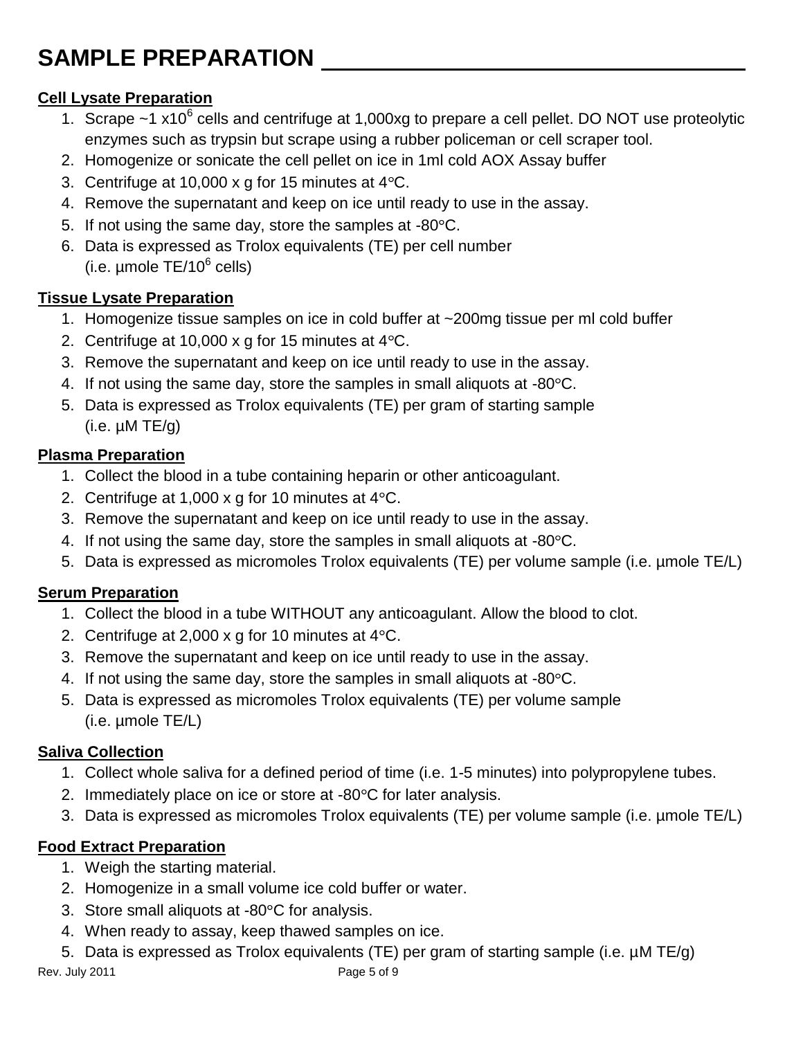# SAMPLE PREPARATION

**Cell Lysate Preparation**

1. Scrape ~1 x$10^6$ cells and centrifuge at 1,000xg to prepare a cell pellet. DO NOT use proteolytic enzymes such as trypsin but scrape using a rubber policeman or cell scraper tool.
2. Homogenize or sonicate the cell pellet on ice in 1ml cold AOX Assay buffer
3. Centrifuge at 10,000 x g for 15 minutes at 4°C.
4. Remove the supernatant and keep on ice until ready to use in the assay.
5. If not using the same day, store the samples at -80°C.
6. Data is expressed as Trolox equivalents (TE) per cell number (i.e. µmole TE/$10^6$ cells)

**Tissue Lysate Preparation**

1. Homogenize tissue samples on ice in cold buffer at ~200mg tissue per ml cold buffer
2. Centrifuge at 10,000 x g for 15 minutes at 4°C.
3. Remove the supernatant and keep on ice until ready to use in the assay.
4. If not using the same day, store the samples in small aliquots at -80°C.
5. Data is expressed as Trolox equivalents (TE) per gram of starting sample (i.e. µM TE/g)

**Plasma Preparation**

1. Collect the blood in a tube containing heparin or other anticoagulant.
2. Centrifuge at 1,000 x g for 10 minutes at 4°C.
3. Remove the supernatant and keep on ice until ready to use in the assay.
4. If not using the same day, store the samples in small aliquots at -80°C.
5. Data is expressed as micromoles Trolox equivalents (TE) per volume sample (i.e. µmole TE/L)

**Serum Preparation**

1. Collect the blood in a tube WITHOUT any anticoagulant. Allow the blood to clot.
2. Centrifuge at 2,000 x g for 10 minutes at 4°C.
3. Remove the supernatant and keep on ice until ready to use in the assay.
4. If not using the same day, store the samples in small aliquots at -80°C.
5. Data is expressed as micromoles Trolox equivalents (TE) per volume sample (i.e. µmole TE/L)

**Saliva Collection**

1. Collect whole saliva for a defined period of time (i.e. 1-5 minutes) into polypropylene tubes.
2. Immediately place on ice or store at -80°C for later analysis.
3. Data is expressed as micromoles Trolox equivalents (TE) per volume sample (i.e. µmole TE/L)

**Food Extract Preparation**

1. Weigh the starting material.
2. Homogenize in a small volume ice cold buffer or water.
3. Store small aliquots at -80°C for analysis.
4. When ready to assay, keep thawed samples on ice.
5. Data is expressed as Trolox equivalents (TE) per gram of starting sample (i.e. µM TE/g)

Rev. July 2011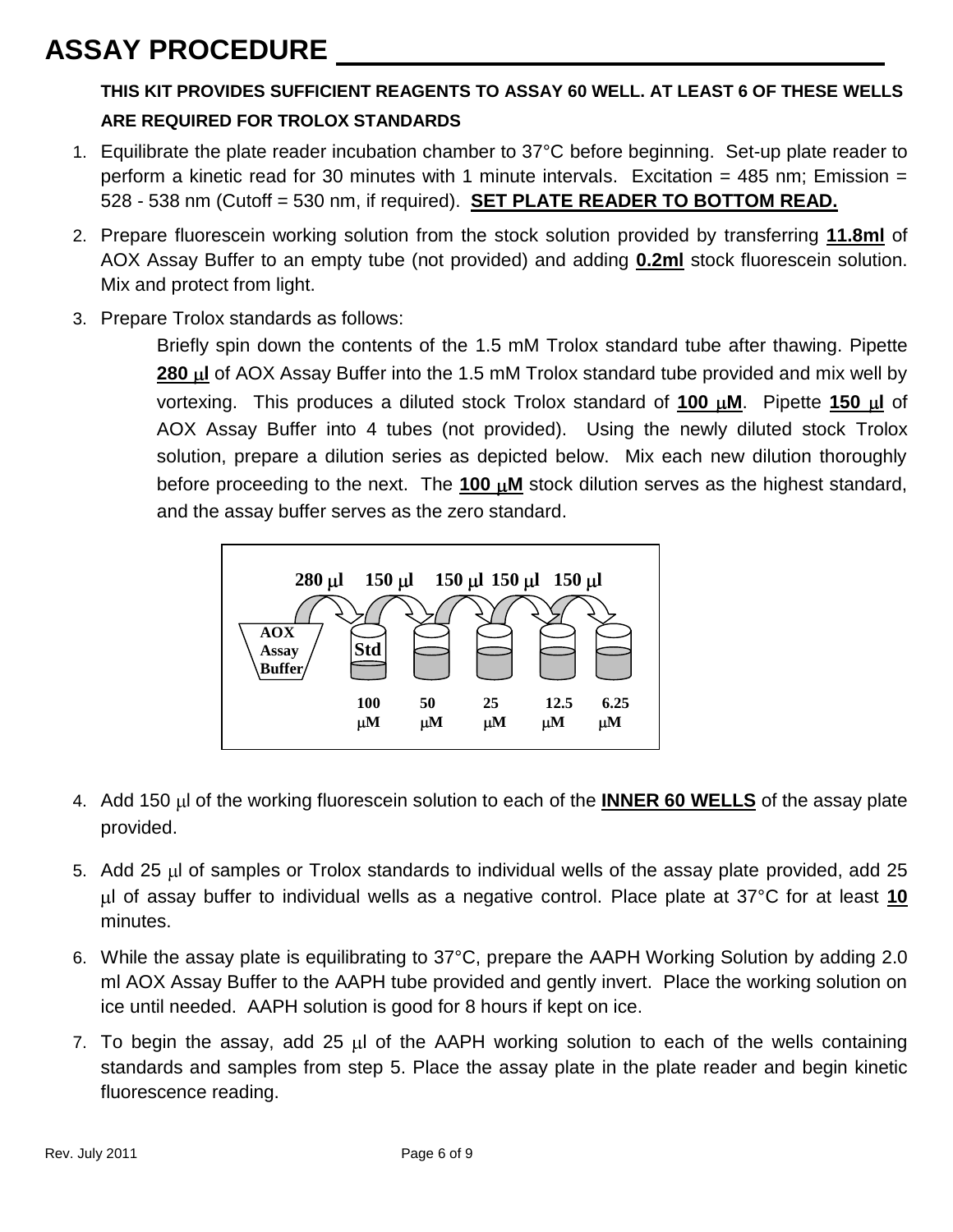# ASSAY PROCEDURE

**THIS KIT PROVIDES SUFFICIENT REAGENTS TO ASSAY 60 WELL. AT LEAST 6 OF THESE WELLS ARE REQUIRED FOR TROLOX STANDARDS**

1. Equilibrate the plate reader incubation chamber to 37°C before beginning. Set-up plate reader to perform a kinetic read for 30 minutes with 1 minute intervals. Excitation = 485 nm; Emission = 528 - 538 nm (Cutoff = 530 nm, if required). **SET PLATE READER TO BOTTOM READ.**

2. Prepare fluorescein working solution from the stock solution provided by transferring **11.8ml** of AOX Assay Buffer to an empty tube (not provided) and adding **0.2ml** stock fluorescein solution. Mix and protect from light.

3. Prepare Trolox standards as follows:

   Briefly spin down the contents of the 1.5 mM Trolox standard tube after thawing. Pipette **280 µl** of AOX Assay Buffer into the 1.5 mM Trolox standard tube provided and mix well by vortexing. This produces a diluted stock Trolox standard of **100 µM**. Pipette **150 µl** of AOX Assay Buffer into 4 tubes (not provided). Using the newly diluted stock Trolox solution, prepare a dilution series as depicted below. Mix each new dilution thoroughly before proceeding to the next. The **100 µM** stock dilution serves as the highest standard, and the assay buffer serves as the zero standard.

   AOX Assay Buffer → 280 µl → Std (100 µM) → 150 µl → 50 µM → 150 µl → 25 µM → 150 µl → 12.5 µM → 150 µl → 6.25 µM

4. Add 150 µl of the working fluorescein solution to each of the **INNER 60 WELLS** of the assay plate provided.

5. Add 25 µl of samples or Trolox standards to individual wells of the assay plate provided, add 25 µl of assay buffer to individual wells as a negative control. Place plate at 37°C for at least **10** minutes.

6. While the assay plate is equilibrating to 37°C, prepare the AAPH Working Solution by adding 2.0 ml AOX Assay Buffer to the AAPH tube provided and gently invert. Place the working solution on ice until needed. AAPH solution is good for 8 hours if kept on ice.

7. To begin the assay, add 25 µl of the AAPH working solution to each of the wells containing standards and samples from step 5. Place the assay plate in the plate reader and begin kinetic fluorescence reading.

Rev. July 2011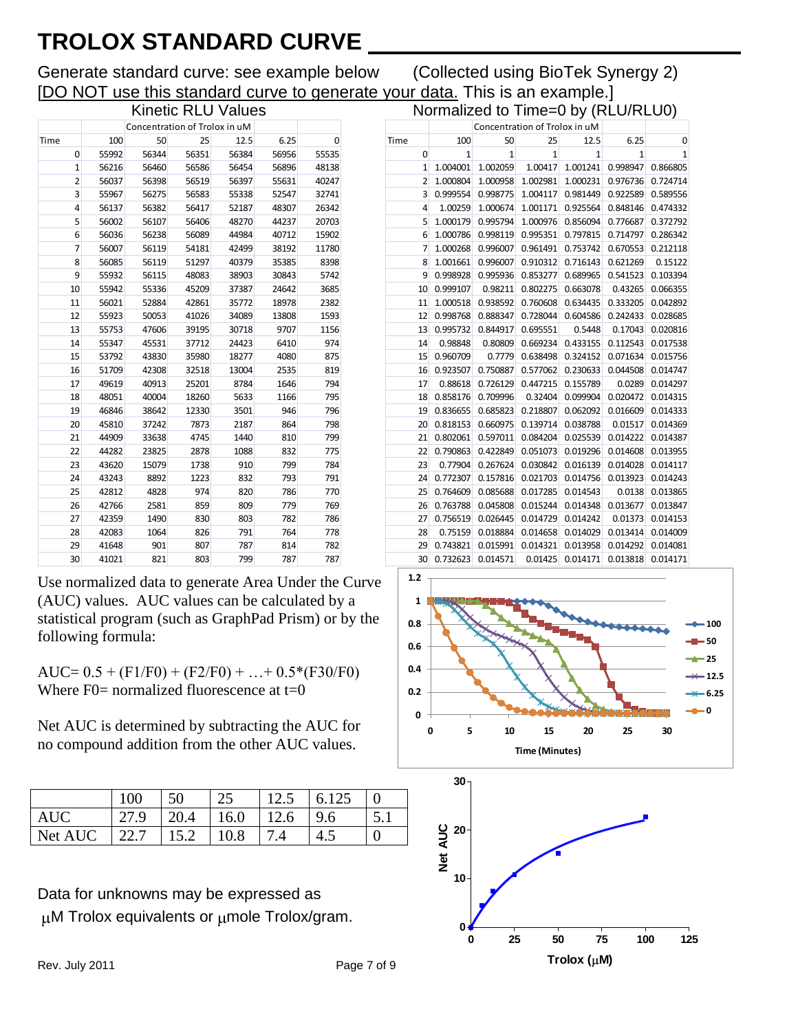# TROLOX STANDARD CURVE

Generate standard curve: see example below (Collected using BioTek Synergy 2)

[DO NOT use this standard curve to generate your data. This is an example.]

### Kinetic RLU Values

| Time | Concentration of Trolox in uM | | | | | |
|---|---|---|---|---|---|---|
| | 100 | 50 | 25 | 12.5 | 6.25 | 0 |
| 0 | 55992 | 56344 | 56351 | 56384 | 56956 | 55535 |
| 1 | 56216 | 56460 | 56586 | 56454 | 56896 | 48138 |
| 2 | 56037 | 56398 | 56519 | 56397 | 55631 | 40247 |
| 3 | 55967 | 56275 | 56583 | 55338 | 52547 | 32741 |
| 4 | 56137 | 56382 | 56417 | 52187 | 48307 | 26342 |
| 5 | 56002 | 56107 | 56406 | 48270 | 44237 | 20703 |
| 6 | 56036 | 56238 | 56089 | 44984 | 40712 | 15902 |
| 7 | 56007 | 56119 | 54181 | 42499 | 38192 | 11780 |
| 8 | 56085 | 56119 | 51297 | 40379 | 35385 | 8398 |
| 9 | 55932 | 56115 | 48083 | 38903 | 30843 | 5742 |
| 10 | 55942 | 55336 | 45209 | 37387 | 24642 | 3685 |
| 11 | 56021 | 52884 | 42861 | 35772 | 18978 | 2382 |
| 12 | 55923 | 50053 | 41026 | 34089 | 13808 | 1593 |
| 13 | 55753 | 47606 | 39195 | 30718 | 9707 | 1156 |
| 14 | 55347 | 45531 | 37712 | 24423 | 6410 | 974 |
| 15 | 53792 | 43830 | 35980 | 18277 | 4080 | 875 |
| 16 | 51709 | 42308 | 32518 | 13004 | 2535 | 819 |
| 17 | 49619 | 40913 | 25201 | 8784 | 1646 | 794 |
| 18 | 48051 | 40004 | 18260 | 5633 | 1166 | 795 |
| 19 | 46846 | 38642 | 12330 | 3501 | 946 | 796 |
| 20 | 45810 | 37242 | 7873 | 2187 | 864 | 798 |
| 21 | 44909 | 33638 | 4745 | 1440 | 810 | 799 |
| 22 | 44282 | 23825 | 2878 | 1088 | 832 | 775 |
| 23 | 43620 | 15079 | 1738 | 910 | 799 | 784 |
| 24 | 43243 | 8892 | 1223 | 832 | 793 | 791 |
| 25 | 42812 | 4828 | 974 | 820 | 786 | 770 |
| 26 | 42766 | 2581 | 859 | 809 | 779 | 769 |
| 27 | 42359 | 1490 | 830 | 803 | 782 | 786 |
| 28 | 42083 | 1064 | 826 | 791 | 764 | 778 |
| 29 | 41648 | 901 | 807 | 787 | 814 | 782 |
| 30 | 41021 | 821 | 803 | 799 | 787 | 787 |

### Normalized to Time=0 by (RLU/RLU0)

| Time | Concentration of Trolox in uM | | | | | |
|---|---|---|---|---|---|---|
| | 100 | 50 | 25 | 12.5 | 6.25 | 0 |
| 0 | 1 | 1 | 1 | 1 | 1 | 1 |
| 1 | 1.004001 | 1.002059 | 1.00417 | 1.001241 | 0.998947 | 0.866805 |
| 2 | 1.000804 | 1.000958 | 1.002981 | 1.000231 | 0.976736 | 0.724714 |
| 3 | 0.999554 | 0.998775 | 1.004117 | 0.981449 | 0.922589 | 0.589556 |
| 4 | 1.00259 | 1.000674 | 1.001171 | 0.925564 | 0.848146 | 0.474332 |
| 5 | 1.000179 | 0.995794 | 1.000976 | 0.856094 | 0.776687 | 0.372792 |
| 6 | 1.000786 | 0.998119 | 0.995351 | 0.797815 | 0.714797 | 0.286342 |
| 7 | 1.000268 | 0.996007 | 0.961491 | 0.753742 | 0.670553 | 0.212118 |
| 8 | 1.001661 | 0.996007 | 0.910312 | 0.716143 | 0.621269 | 0.15122 |
| 9 | 0.998928 | 0.995936 | 0.853277 | 0.689965 | 0.541523 | 0.103394 |
| 10 | 0.999107 | 0.98211 | 0.802275 | 0.663078 | 0.43265 | 0.066355 |
| 11 | 1.000518 | 0.938592 | 0.760608 | 0.634435 | 0.333205 | 0.042892 |
| 12 | 0.998768 | 0.888347 | 0.728044 | 0.604586 | 0.242433 | 0.028685 |
| 13 | 0.995732 | 0.844917 | 0.695551 | 0.5448 | 0.17043 | 0.020816 |
| 14 | 0.98848 | 0.80809 | 0.669234 | 0.433155 | 0.112543 | 0.017538 |
| 15 | 0.960709 | 0.7779 | 0.638498 | 0.324152 | 0.071634 | 0.015756 |
| 16 | 0.923507 | 0.750887 | 0.577062 | 0.230633 | 0.044508 | 0.014747 |
| 17 | 0.88618 | 0.726129 | 0.447215 | 0.155789 | 0.0289 | 0.014297 |
| 18 | 0.858176 | 0.709996 | 0.32404 | 0.099904 | 0.020472 | 0.014315 |
| 19 | 0.836655 | 0.685823 | 0.218807 | 0.062092 | 0.016609 | 0.014333 |
| 20 | 0.818153 | 0.660975 | 0.139714 | 0.038788 | 0.01517 | 0.014369 |
| 21 | 0.802061 | 0.597011 | 0.084204 | 0.025539 | 0.014222 | 0.014387 |
| 22 | 0.790863 | 0.422849 | 0.051073 | 0.019296 | 0.014608 | 0.013955 |
| 23 | 0.77904 | 0.267624 | 0.030842 | 0.016139 | 0.014028 | 0.014117 |
| 24 | 0.772307 | 0.157816 | 0.021703 | 0.014756 | 0.013923 | 0.014243 |
| 25 | 0.764609 | 0.085688 | 0.017285 | 0.014543 | 0.0138 | 0.013865 |
| 26 | 0.763788 | 0.045808 | 0.015244 | 0.014348 | 0.013677 | 0.013847 |
| 27 | 0.756519 | 0.026445 | 0.014729 | 0.014242 | 0.01373 | 0.014153 |
| 28 | 0.75159 | 0.018884 | 0.014658 | 0.014029 | 0.013414 | 0.014009 |
| 29 | 0.743821 | 0.015991 | 0.014321 | 0.013958 | 0.014292 | 0.014081 |
| 30 | 0.732623 | 0.014571 | 0.01425 | 0.014171 | 0.013818 | 0.014171 |

Use normalized data to generate Area Under the Curve (AUC) values. AUC values can be calculated by a statistical program (such as GraphPad Prism) or by the following formula:

$$AUC = 0.5 + (F1/F0) + (F2/F0) + \ldots + 0.5*(F30/F0)$$

Where F0= normalized fluorescence at t=0

Net AUC is determined by subtracting the AUC for no compound addition from the other AUC values.

| | 100 | 50 | 25 | 12.5 | 6.125 | 0 |
|---|---|---|---|---|---|---|
| AUC | 27.9 | 20.4 | 16.0 | 12.6 | 9.6 | 5.1 |
| Net AUC | 22.7 | 15.2 | 10.8 | 7.4 | 4.5 | 0 |

Data for unknowns may be expressed as $\mu$M Trolox equivalents or $\mu$mole Trolox/gram.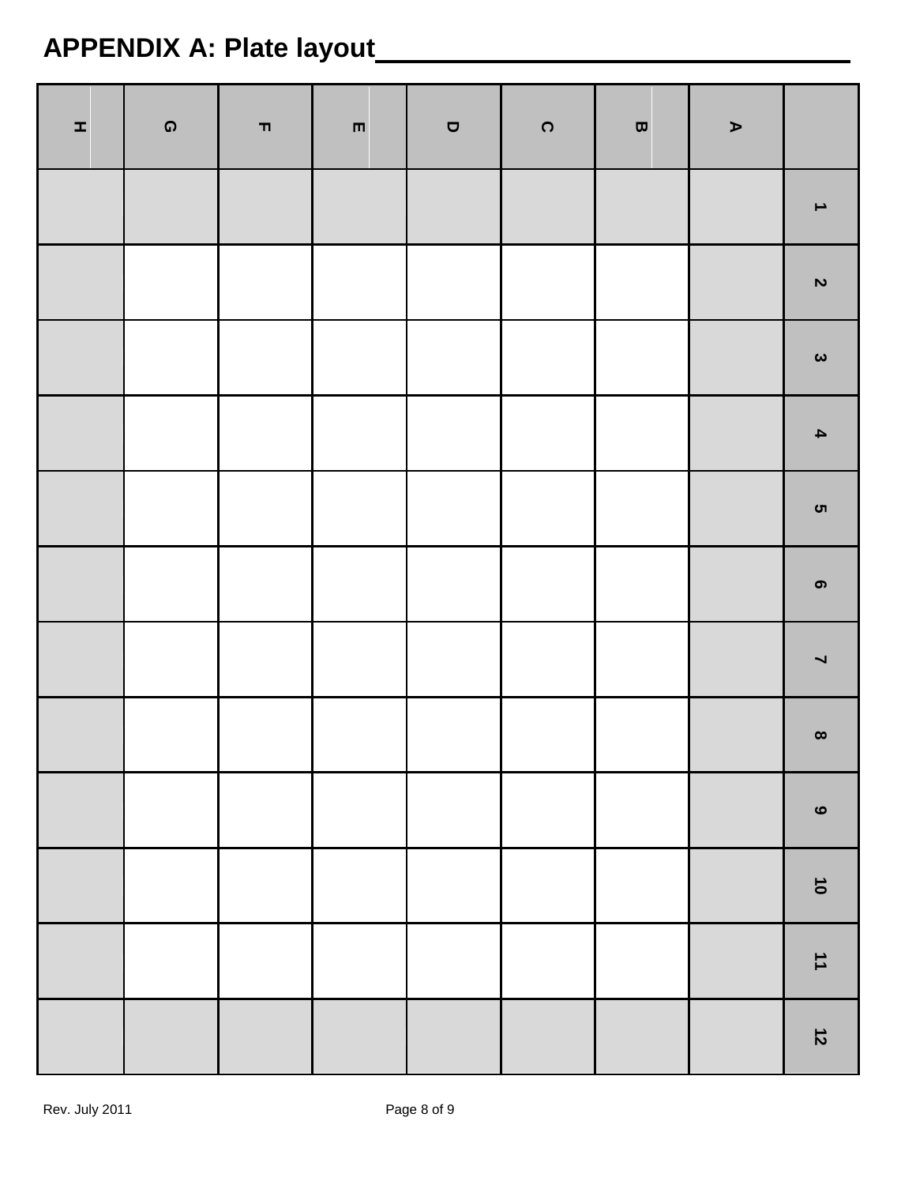## APPENDIX A: Plate layout

| | 1 | 2 | 3 | 4 | 5 | 6 | 7 | 8 | 9 | 10 | 11 | 12 |
|---|---|---|---|---|---|---|---|---|---|---|---|---|
| A | | | | | | | | | | | | |
| B | | | | | | | | | | | | |
| C | | | | | | | | | | | | |
| D | | | | | | | | | | | | |
| E | | | | | | | | | | | | |
| F | | | | | | | | | | | | |
| G | | | | | | | | | | | | |
| H | | | | | | | | | | | | |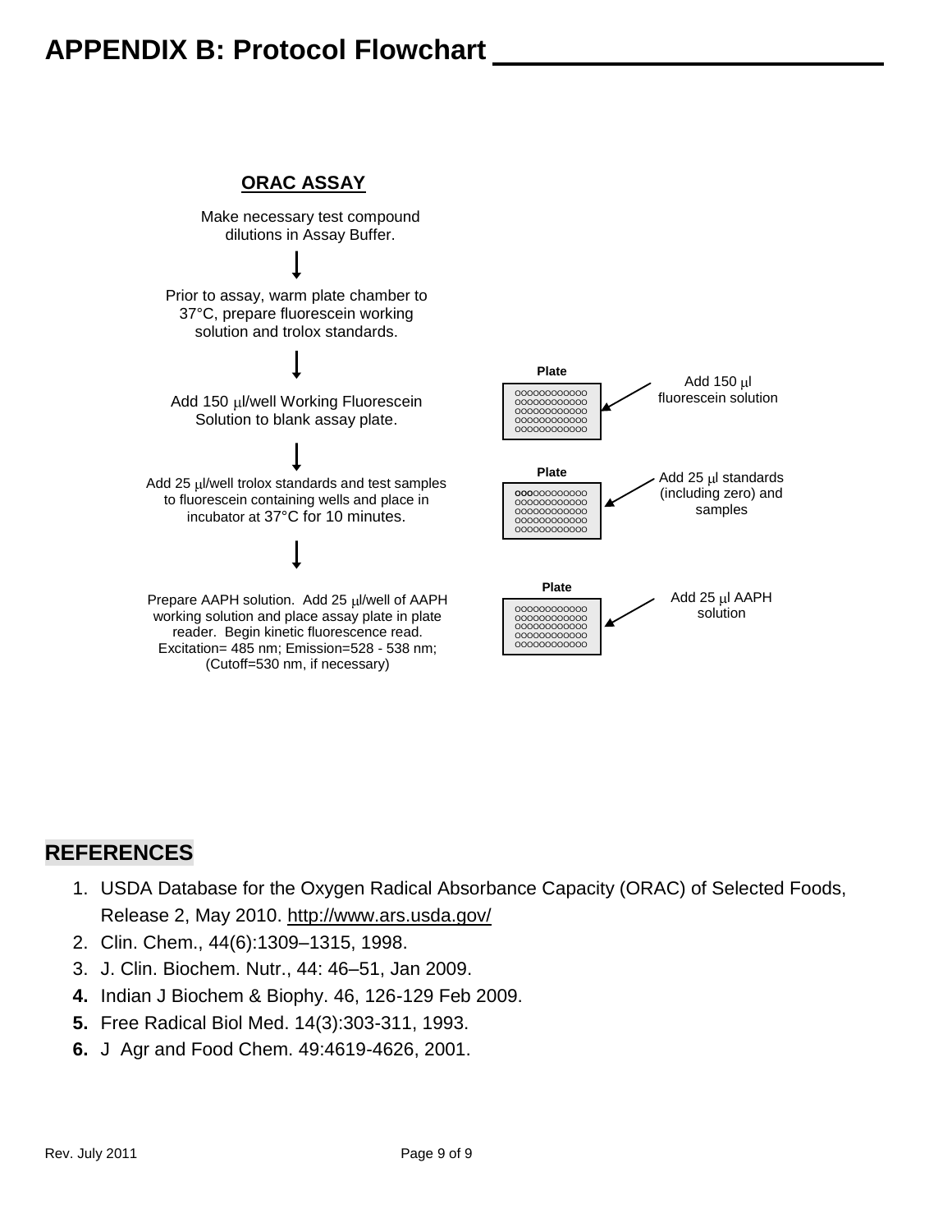# APPENDIX B: Protocol Flowchart

**ORAC ASSAY**

Make necessary test compound dilutions in Assay Buffer.

↓

Prior to assay, warm plate chamber to 37°C, prepare fluorescein working solution and trolox standards.

↓

Add 150 µl/well Working Fluorescein Solution to blank assay plate.

Plate — Add 150 µl fluorescein solution

↓

Add 25 µl/well trolox standards and test samples to fluorescein containing wells and place in incubator at 37°C for 10 minutes.

Plate — Add 25 µl standards (including zero) and samples

↓

Prepare AAPH solution. Add 25 µl/well of AAPH working solution and place assay plate in plate reader. Begin kinetic fluorescence read. Excitation= 485 nm; Emission=528 - 538 nm; (Cutoff=530 nm, if necessary)

Plate — Add 25 µl AAPH solution

## REFERENCES

1. USDA Database for the Oxygen Radical Absorbance Capacity (ORAC) of Selected Foods, Release 2, May 2010. http://www.ars.usda.gov/
2. Clin. Chem., 44(6):1309–1315, 1998.
3. J. Clin. Biochem. Nutr., 44: 46–51, Jan 2009.
4. Indian J Biochem & Biophy. 46, 126-129 Feb 2009.
5. Free Radical Biol Med. 14(3):303-311, 1993.
6. J Agr and Food Chem. 49:4619-4626, 2001.

Rev. July 2011